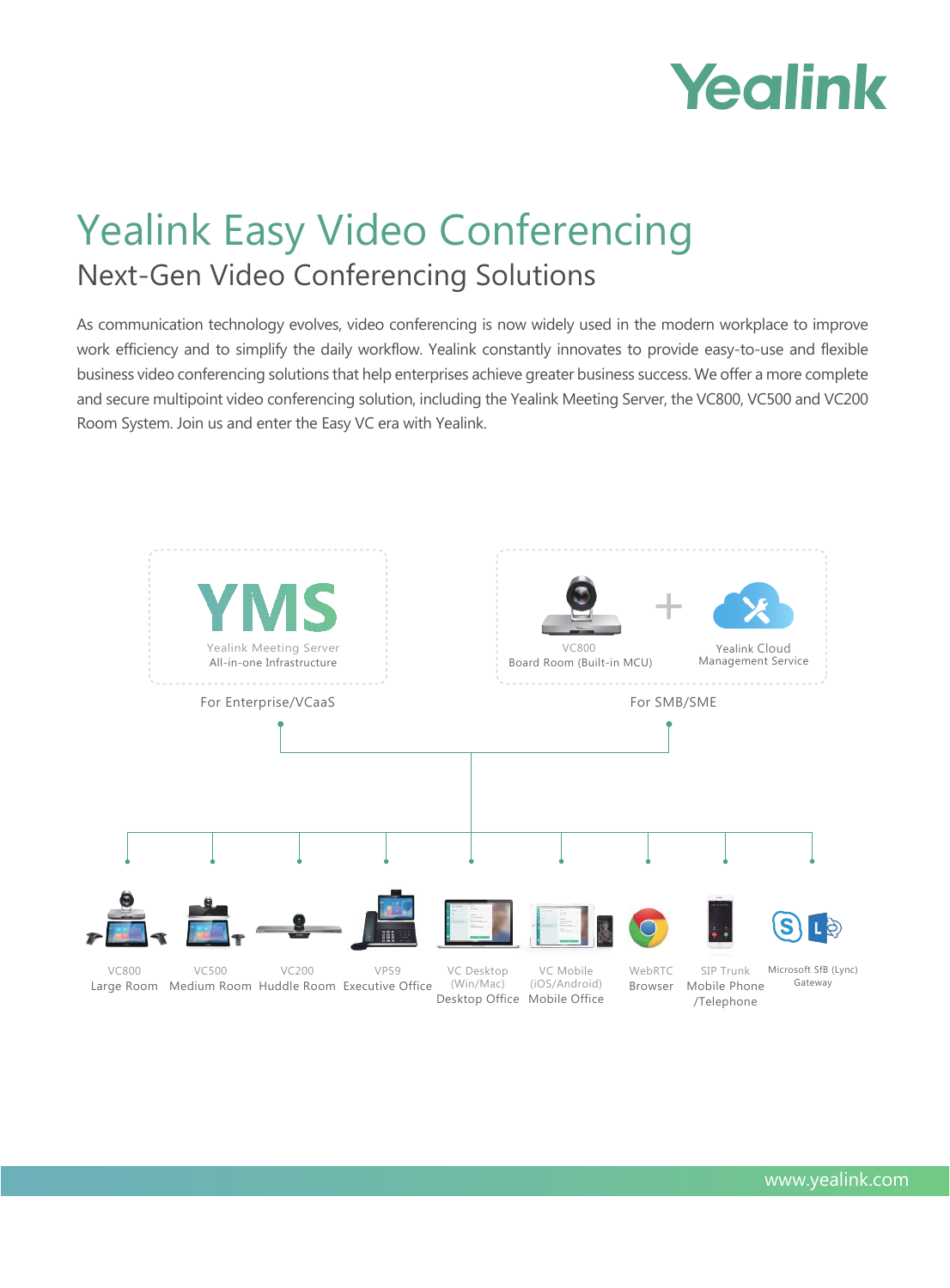# Yealink Easy Video Conferencing

## Next-Gen Video Conferencing Solutions

As communication technology evolves, video conferencing is now widely used in the modern workplace to improve work efficiency and to simplify the daily workflow. Yealink constantly innovates to provide easy-to-use and flexible business video conferencing solutions that help enterprises achieve greater business success. We offer a more complete and secure multipoint video conferencing solution, including the Yealink Meeting Server, the VC800, VC500 and VC200 Room System. Join us and enter the Easy VC era with Yealink.

**YMS**
Yealink Meeting Server
All-in-one Infrastructure

For Enterprise/VCaaS

VC800
Board Room (Built-in MCU)

+

Yealink Cloud
Management Service

For SMB/SME

- VC800 Large Room
- VC500 Medium Room
- VC200 Huddle Room
- VP59 Executive Office
- VC Desktop (Win/Mac) Desktop Office
- VC Mobile (iOS/Android) Mobile Office
- WebRTC Browser
- SIP Trunk Mobile Phone /Telephone
- Microsoft SfB (Lync) Gateway

www.yealink.com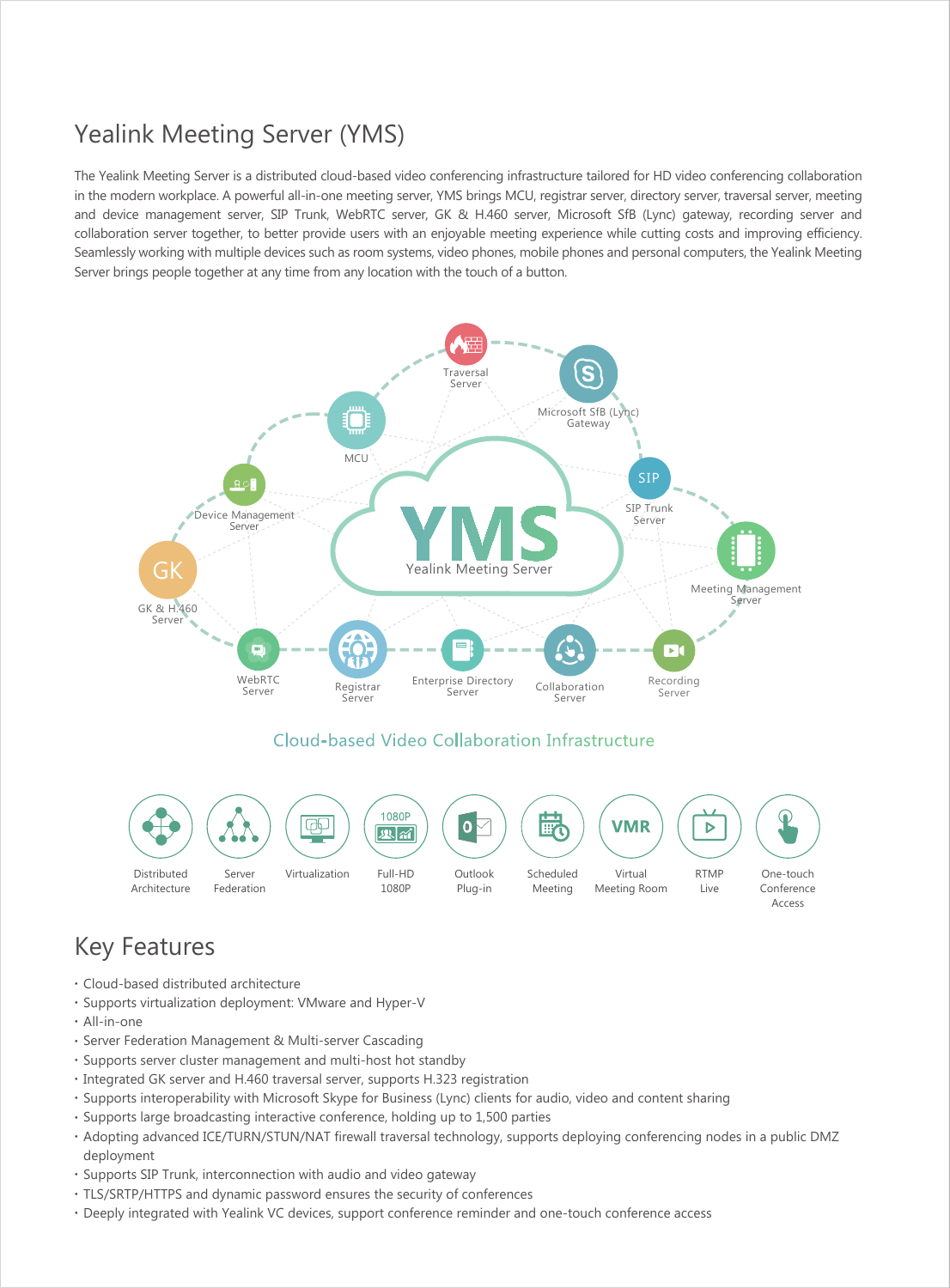# Yealink Meeting Server (YMS)

The Yealink Meeting Server is a distributed cloud-based video conferencing infrastructure tailored for HD video conferencing collaboration in the modern workplace. A powerful all-in-one meeting server, YMS brings MCU, registrar server, directory server, traversal server, meeting and device management server, SIP Trunk, WebRTC server, GK & H.460 server, Microsoft SfB (Lync) gateway, recording server and collaboration server together, to better provide users with an enjoyable meeting experience while cutting costs and improving efficiency. Seamlessly working with multiple devices such as room systems, video phones, mobile phones and personal computers, the Yealink Meeting Server brings people together at any time from any location with the touch of a button.

YMS
Yealink Meeting Server

Traversal Server
Microsoft SfB (Lync) Gateway
MCU
SIP Trunk Server
Device Management Server
Meeting Management Server
GK & H.460 Server
WebRTC Server
Registrar Server
Enterprise Directory Server
Collaboration Server
Recording Server

Cloud-based Video Collaboration Infrastructure

Distributed Architecture
Server Federation
Virtualization
Full-HD 1080P
Outlook Plug-in
Scheduled Meeting
Virtual Meeting Room
RTMP Live
One-touch Conference Access

## Key Features

- Cloud-based distributed architecture
- Supports virtualization deployment: VMware and Hyper-V
- All-in-one
- Server Federation Management & Multi-server Cascading
- Supports server cluster management and multi-host hot standby
- Integrated GK server and H.460 traversal server, supports H.323 registration
- Supports interoperability with Microsoft Skype for Business (Lync) clients for audio, video and content sharing
- Supports large broadcasting interactive conference, holding up to 1,500 parties
- Adopting advanced ICE/TURN/STUN/NAT firewall traversal technology, supports deploying conferencing nodes in a public DMZ deployment
- Supports SIP Trunk, interconnection with audio and video gateway
- TLS/SRTP/HTTPS and dynamic password ensures the security of conferences
- Deeply integrated with Yealink VC devices, support conference reminder and one-touch conference access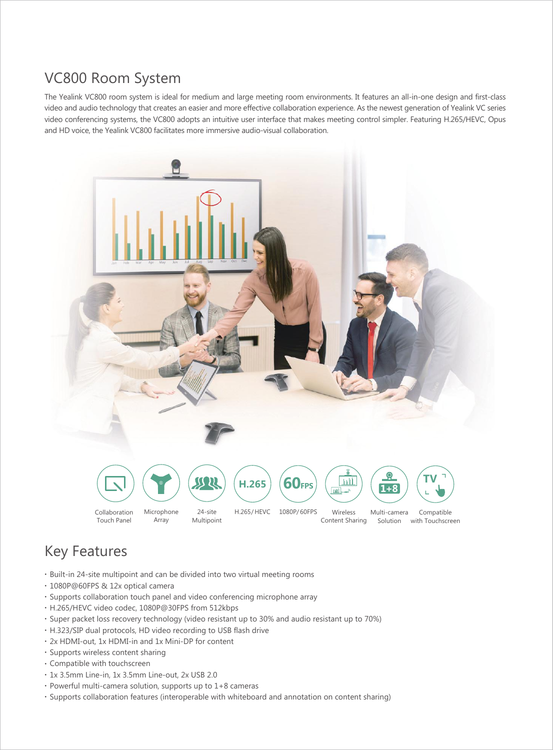# VC800 Room System

The Yealink VC800 room system is ideal for medium and large meeting room environments. It features an all-in-one design and first-class video and audio technology that creates an easier and more effective collaboration experience. As the newest generation of Yealink VC series video conferencing systems, the VC800 adopts an intuitive user interface that makes meeting control simpler. Featuring H.265/HEVC, Opus and HD voice, the Yealink VC800 facilitates more immersive audio-visual collaboration.

Collaboration Touch Panel | Microphone Array | 24-site Multipoint | H.265/HEVC | 1080P/60FPS | Wireless Content Sharing | Multi-camera Solution | Compatible with Touchscreen

## Key Features

- Built-in 24-site multipoint and can be divided into two virtual meeting rooms
- 1080P@60FPS & 12x optical camera
- Supports collaboration touch panel and video conferencing microphone array
- H.265/HEVC video codec, 1080P@30FPS from 512kbps
- Super packet loss recovery technology (video resistant up to 30% and audio resistant up to 70%)
- H.323/SIP dual protocols, HD video recording to USB flash drive
- 2x HDMI-out, 1x HDMI-in and 1x Mini-DP for content
- Supports wireless content sharing
- Compatible with touchscreen
- 1x 3.5mm Line-in, 1x 3.5mm Line-out, 2x USB 2.0
- Powerful multi-camera solution, supports up to 1+8 cameras
- Supports collaboration features (interoperable with whiteboard and annotation on content sharing)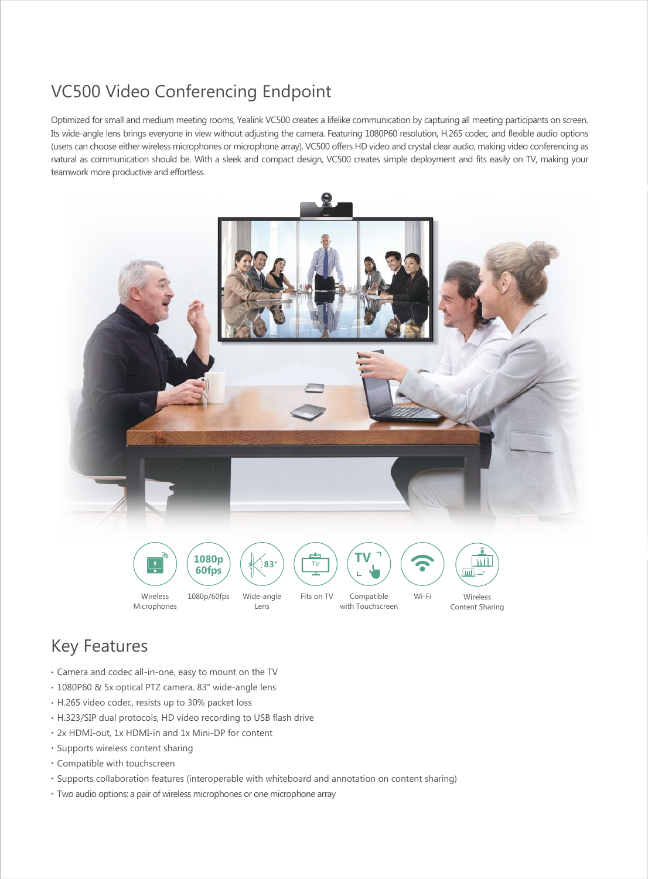# VC500 Video Conferencing Endpoint

Optimized for small and medium meeting rooms, Yealink VC500 creates a lifelike communication by capturing all meeting participants on screen. Its wide-angle lens brings everyone in view without adjusting the camera. Featuring 1080P60 resolution, H.265 codec, and flexible audio options (users can choose either wireless microphones or microphone array), VC500 offers HD video and crystal clear audio, making video conferencing as natural as communication should be. With a sleek and compact design, VC500 creates simple deployment and fits easily on TV, making your teamwork more productive and effortless.

Wireless Microphones | 1080p/60fps | Wide-angle Lens | Fits on TV | Compatible with Touchscreen | Wi-Fi | Wireless Content Sharing

## Key Features

- Camera and codec all-in-one, easy to mount on the TV
- 1080P60 & 5x optical PTZ camera, 83° wide-angle lens
- H.265 video codec, resists up to 30% packet loss
- H.323/SIP dual protocols, HD video recording to USB flash drive
- 2x HDMI-out, 1x HDMI-in and 1x Mini-DP for content
- Supports wireless content sharing
- Compatible with touchscreen
- Supports collaboration features (interoperable with whiteboard and annotation on content sharing)
- Two audio options: a pair of wireless microphones or one microphone array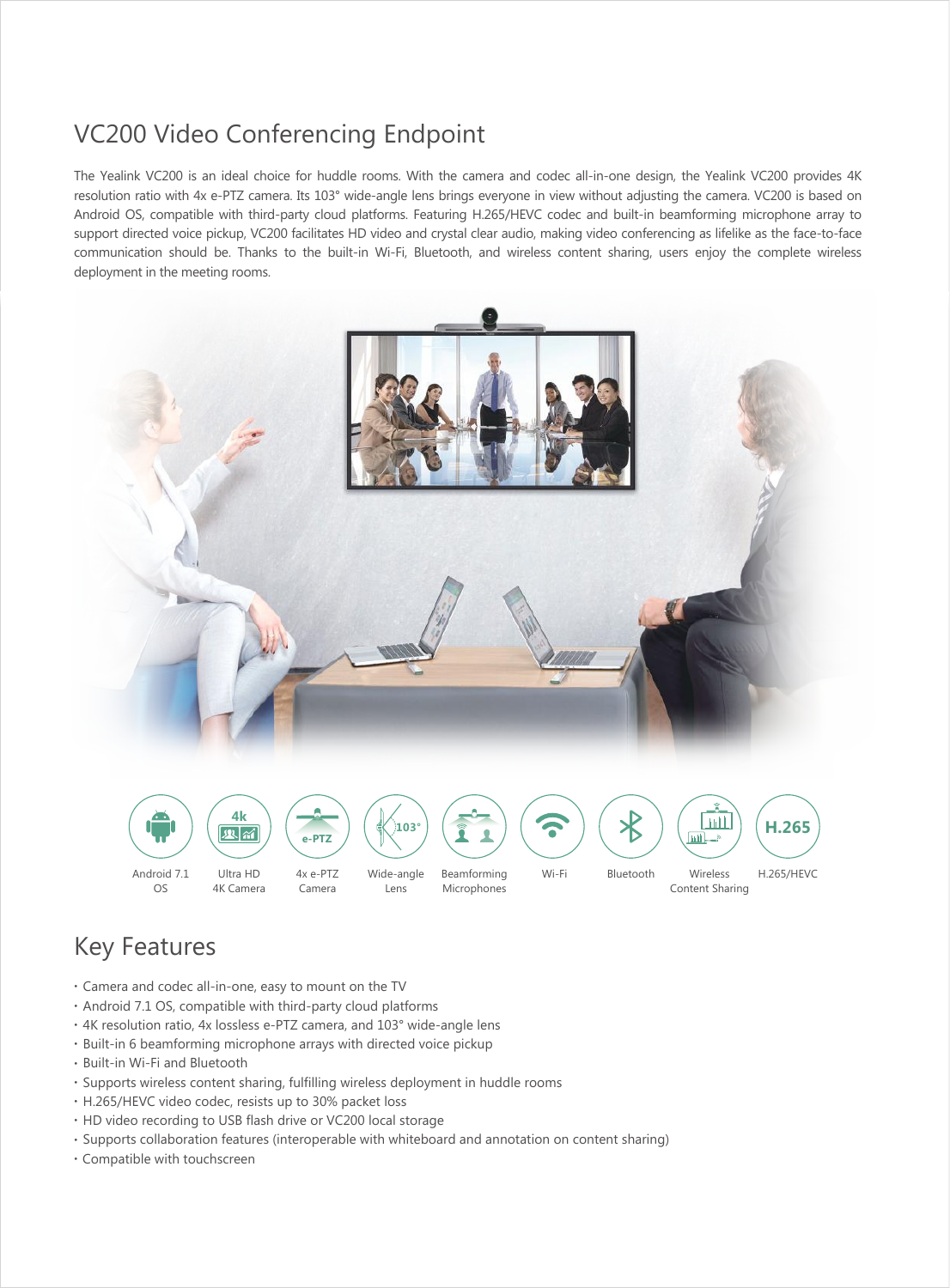# VC200 Video Conferencing Endpoint

The Yealink VC200 is an ideal choice for huddle rooms. With the camera and codec all-in-one design, the Yealink VC200 provides 4K resolution ratio with 4x e-PTZ camera. Its 103° wide-angle lens brings everyone in view without adjusting the camera. VC200 is based on Android OS, compatible with third-party cloud platforms. Featuring H.265/HEVC codec and built-in beamforming microphone array to support directed voice pickup, VC200 facilitates HD video and crystal clear audio, making video conferencing as lifelike as the face-to-face communication should be. Thanks to the built-in Wi-Fi, Bluetooth, and wireless content sharing, users enjoy the complete wireless deployment in the meeting rooms.

Android 7.1 OS | Ultra HD 4K Camera | 4x e-PTZ Camera | Wide-angle Lens | Beamforming Microphones | Wi-Fi | Bluetooth | Wireless Content Sharing | H.265/HEVC

## Key Features

- Camera and codec all-in-one, easy to mount on the TV
- Android 7.1 OS, compatible with third-party cloud platforms
- 4K resolution ratio, 4x lossless e-PTZ camera, and 103° wide-angle lens
- Built-in 6 beamforming microphone arrays with directed voice pickup
- Built-in Wi-Fi and Bluetooth
- Supports wireless content sharing, fulfilling wireless deployment in huddle rooms
- H.265/HEVC video codec, resists up to 30% packet loss
- HD video recording to USB flash drive or VC200 local storage
- Supports collaboration features (interoperable with whiteboard and annotation on content sharing)
- Compatible with touchscreen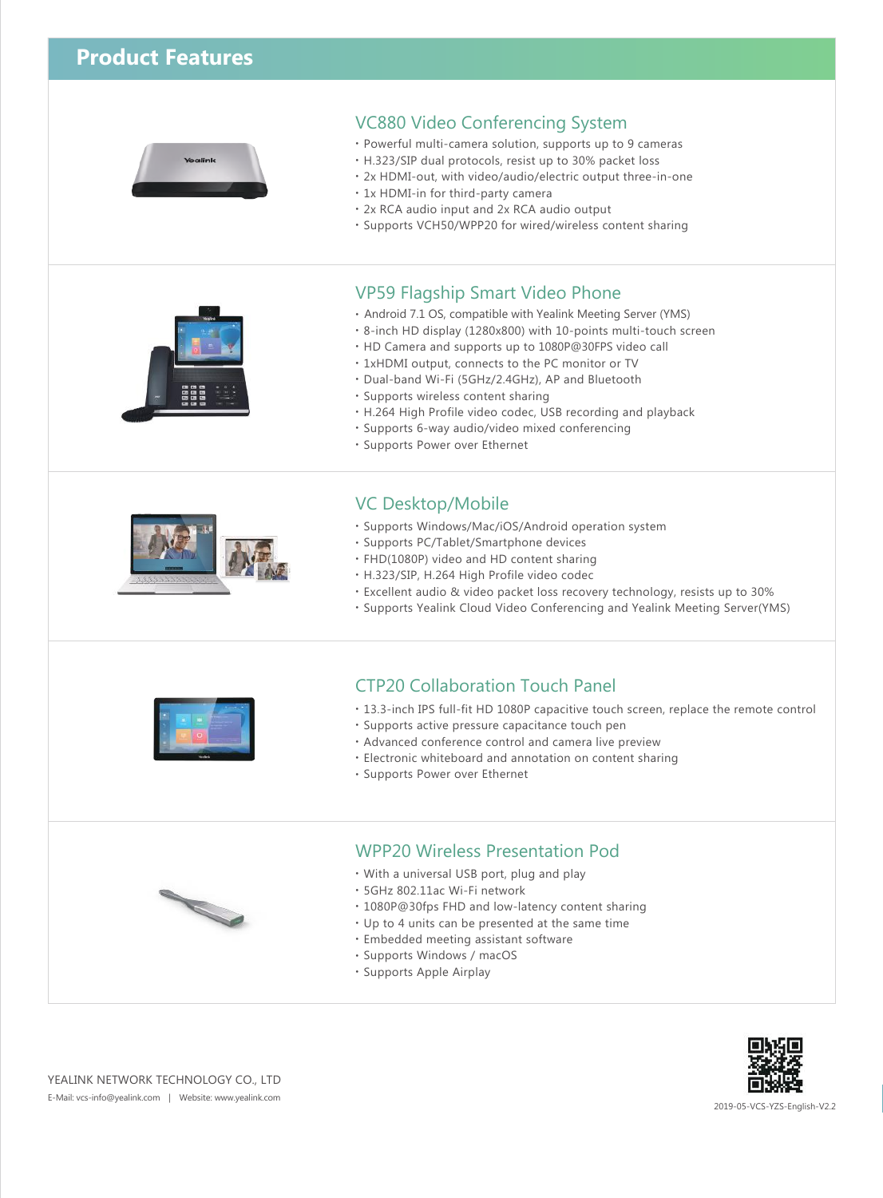# Product Features

## VC880 Video Conferencing System

- Powerful multi-camera solution, supports up to 9 cameras
- H.323/SIP dual protocols, resist up to 30% packet loss
- 2x HDMI-out, with video/audio/electric output three-in-one
- 1x HDMI-in for third-party camera
- 2x RCA audio input and 2x RCA audio output
- Supports VCH50/WPP20 for wired/wireless content sharing

## VP59 Flagship Smart Video Phone

- Android 7.1 OS, compatible with Yealink Meeting Server (YMS)
- 8-inch HD display (1280x800) with 10-points multi-touch screen
- HD Camera and supports up to 1080P@30FPS video call
- 1xHDMI output, connects to the PC monitor or TV
- Dual-band Wi-Fi (5GHz/2.4GHz), AP and Bluetooth
- Supports wireless content sharing
- H.264 High Profile video codec, USB recording and playback
- Supports 6-way audio/video mixed conferencing
- Supports Power over Ethernet

## VC Desktop/Mobile

- Supports Windows/Mac/iOS/Android operation system
- Supports PC/Tablet/Smartphone devices
- FHD(1080P) video and HD content sharing
- H.323/SIP, H.264 High Profile video codec
- Excellent audio & video packet loss recovery technology, resists up to 30%
- Supports Yealink Cloud Video Conferencing and Yealink Meeting Server(YMS)

## CTP20 Collaboration Touch Panel

- 13.3-inch IPS full-fit HD 1080P capacitive touch screen, replace the remote control
- Supports active pressure capacitance touch pen
- Advanced conference control and camera live preview
- Electronic whiteboard and annotation on content sharing
- Supports Power over Ethernet

## WPP20 Wireless Presentation Pod

- With a universal USB port, plug and play
- 5GHz 802.11ac Wi-Fi network
- 1080P@30fps FHD and low-latency content sharing
- Up to 4 units can be presented at the same time
- Embedded meeting assistant software
- Supports Windows / macOS
- Supports Apple Airplay

YEALINK NETWORK TECHNOLOGY CO., LTD

E-Mail: vcs-info@yealink.com | Website: www.yealink.com

2019-05-VCS-YZS-English-V2.2